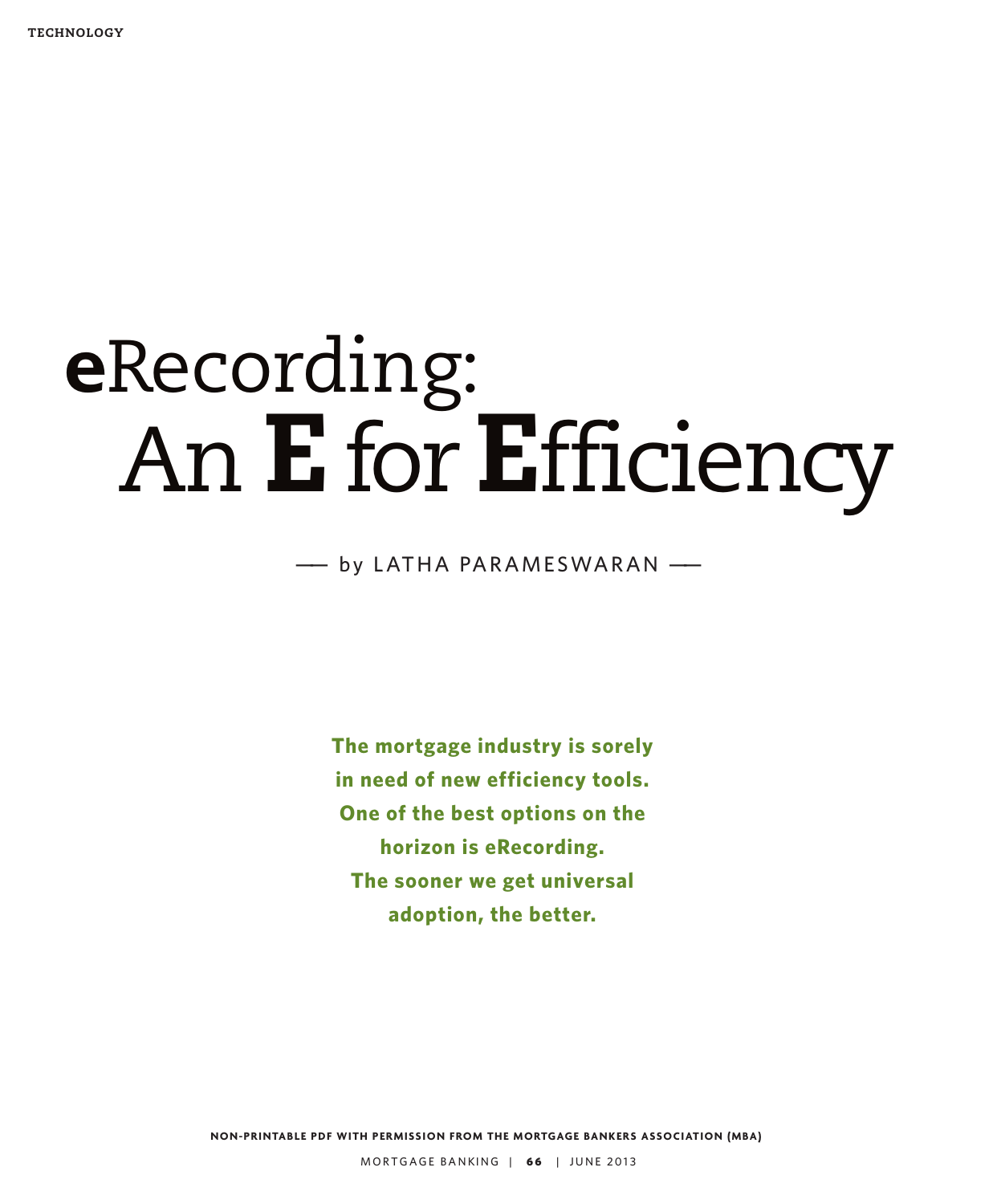# eRecording: An E for Efficiency

by LATHA PARAMESWARAN

**The mortgage industry is sorely in need of new efficiency tools. One of the best options on the horizon is eRecording. The sooner we get universal adoption, the better.**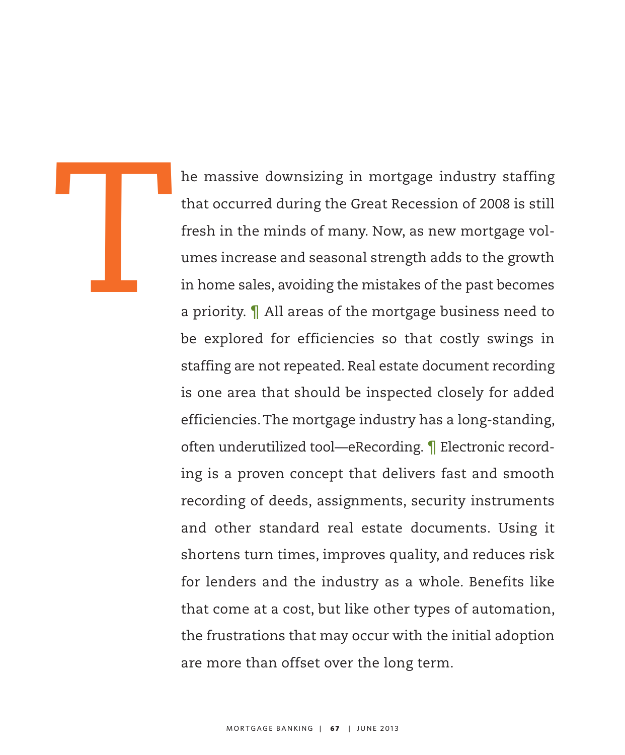The massive downsizing in mortgage industry staffing that occurred during the Great Recession of 2008 is still fresh in the minds of many. Now, as new mortgage volumes increase and seasonal strength adds to the growth in home sales, avoiding the mistakes of the past becomes a priority. ¶ All areas of the mortgage business need to be explored for efficiencies so that costly swings in staffing are not repeated. Real estate document recording is one area that should be inspected closely for added efficiencies. The mortgage industry has a long-standing, often underutilized tool—eRecording. ¶ Electronic recording is a proven concept that delivers fast and smooth recording of deeds, assignments, security instruments and other standard real estate documents. Using it shortens turn times, improves quality, and reduces risk for lenders and the industry as a whole. Benefits like that come at a cost, but like other types of automation, the frustrations that may occur with the initial adoption are more than offset over the long term.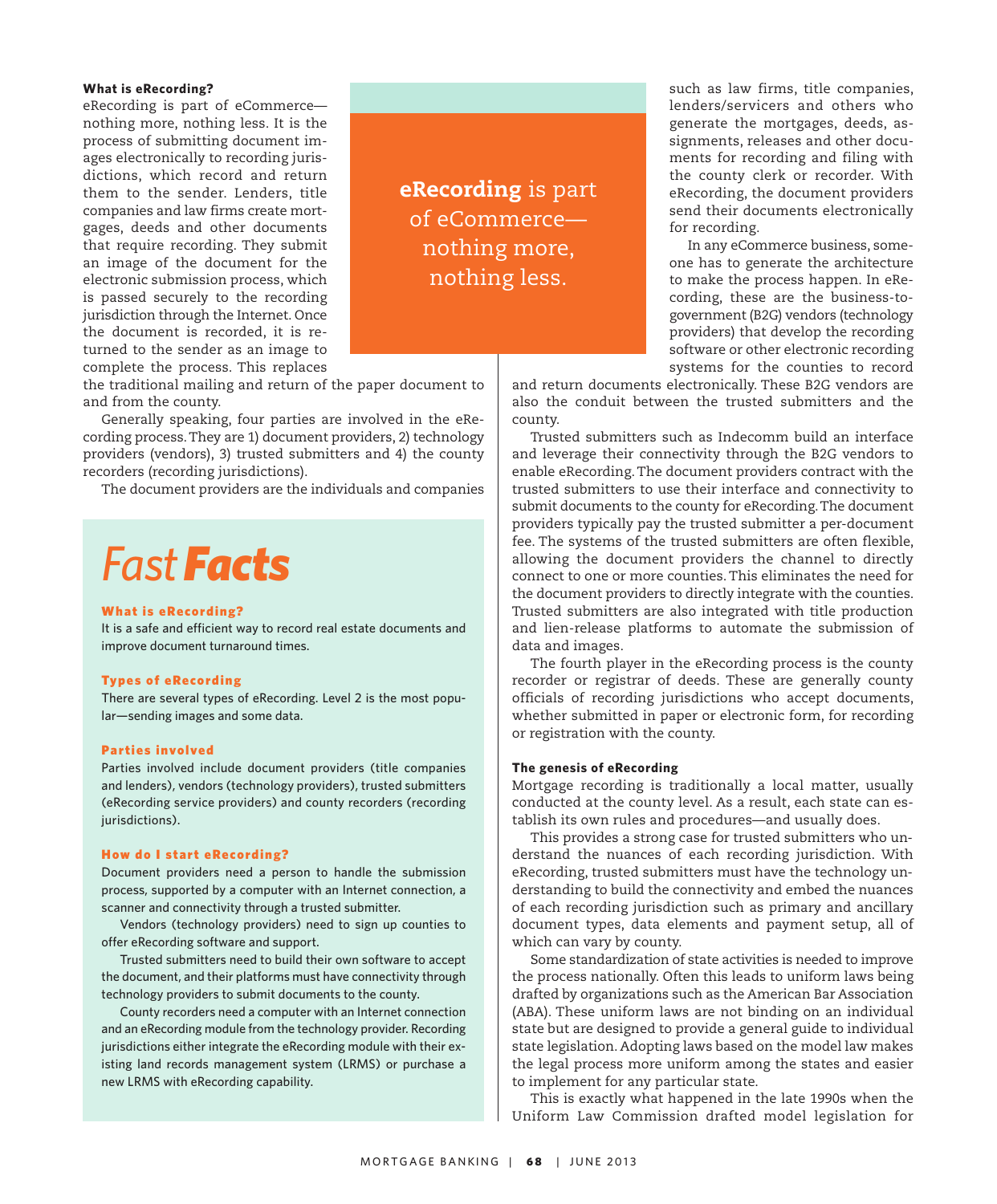### What is eRecording?

eRecording is part of eCommerce—nothing more, nothing less. It is the process of submitting document images electronically to recording jurisdictions, which record and return them to the sender. Lenders, title companies and law firms create mortgages, deeds and other documents that require recording. They submit an image of the document for the electronic submission process, which is passed securely to the recording jurisdiction through the Internet. Once the document is recorded, it is returned to the sender as an image to complete the process. This replaces the traditional mailing and return of the paper document to and from the county.

Generally speaking, four parties are involved in the eRecording process. They are 1) document providers, 2) technology providers (vendors), 3) trusted submitters and 4) the county recorders (recording jurisdictions).

The document providers are the individuals and companies such as law firms, title companies, lenders/servicers and others who generate the mortgages, deeds, assignments, releases and other documents for recording and filing with the county clerk or recorder. With eRecording, the document providers send their documents electronically for recording.

In any eCommerce business, someone has to generate the architecture to make the process happen. In eRecording, these are the business-to-government (B2G) vendors (technology providers) that develop the recording software or other electronic recording systems for the counties to record and return documents electronically. These B2G vendors are also the conduit between the trusted submitters and the county.

Trusted submitters such as Indecomm build an interface and leverage their connectivity through the B2G vendors to enable eRecording. The document providers contract with the trusted submitters to use their interface and connectivity to submit documents to the county for eRecording. The document providers typically pay the trusted submitter a per-document fee. The systems of the trusted submitters are often flexible, allowing the document providers the channel to directly connect to one or more counties. This eliminates the need for the document providers to directly integrate with the counties. Trusted submitters are also integrated with title production and lien-release platforms to automate the submission of data and images.

The fourth player in the eRecording process is the county recorder or registrar of deeds. These are generally county officials of recording jurisdictions who accept documents, whether submitted in paper or electronic form, for recording or registration with the county.

> **eRecording** is part of eCommerce—nothing more, nothing less.

## *Fast* **Facts**

**What is eRecording?**

It is a safe and efficient way to record real estate documents and improve document turnaround times.

**Types of eRecording**

There are several types of eRecording. Level 2 is the most popular—sending images and some data.

**Parties involved**

Parties involved include document providers (title companies and lenders), vendors (technology providers), trusted submitters (eRecording service providers) and county recorders (recording jurisdictions).

**How do I start eRecording?**

Document providers need a person to handle the submission process, supported by a computer with an Internet connection, a scanner and connectivity through a trusted submitter.

Vendors (technology providers) need to sign up counties to offer eRecording software and support.

Trusted submitters need to build their own software to accept the document, and their platforms must have connectivity through technology providers to submit documents to the county.

County recorders need a computer with an Internet connection and an eRecording module from the technology provider. Recording jurisdictions either integrate the eRecording module with their existing land records management system (LRMS) or purchase a new LRMS with eRecording capability.

### The genesis of eRecording

Mortgage recording is traditionally a local matter, usually conducted at the county level. As a result, each state can establish its own rules and procedures—and usually does.

This provides a strong case for trusted submitters who understand the nuances of each recording jurisdiction. With eRecording, trusted submitters must have the technology understanding to build the connectivity and embed the nuances of each recording jurisdiction such as primary and ancillary document types, data elements and payment setup, all of which can vary by county.

Some standardization of state activities is needed to improve the process nationally. Often this leads to uniform laws being drafted by organizations such as the American Bar Association (ABA). These uniform laws are not binding on an individual state but are designed to provide a general guide to individual state legislation. Adopting laws based on the model law makes the legal process more uniform among the states and easier to implement for any particular state.

This is exactly what happened in the late 1990s when the Uniform Law Commission drafted model legislation for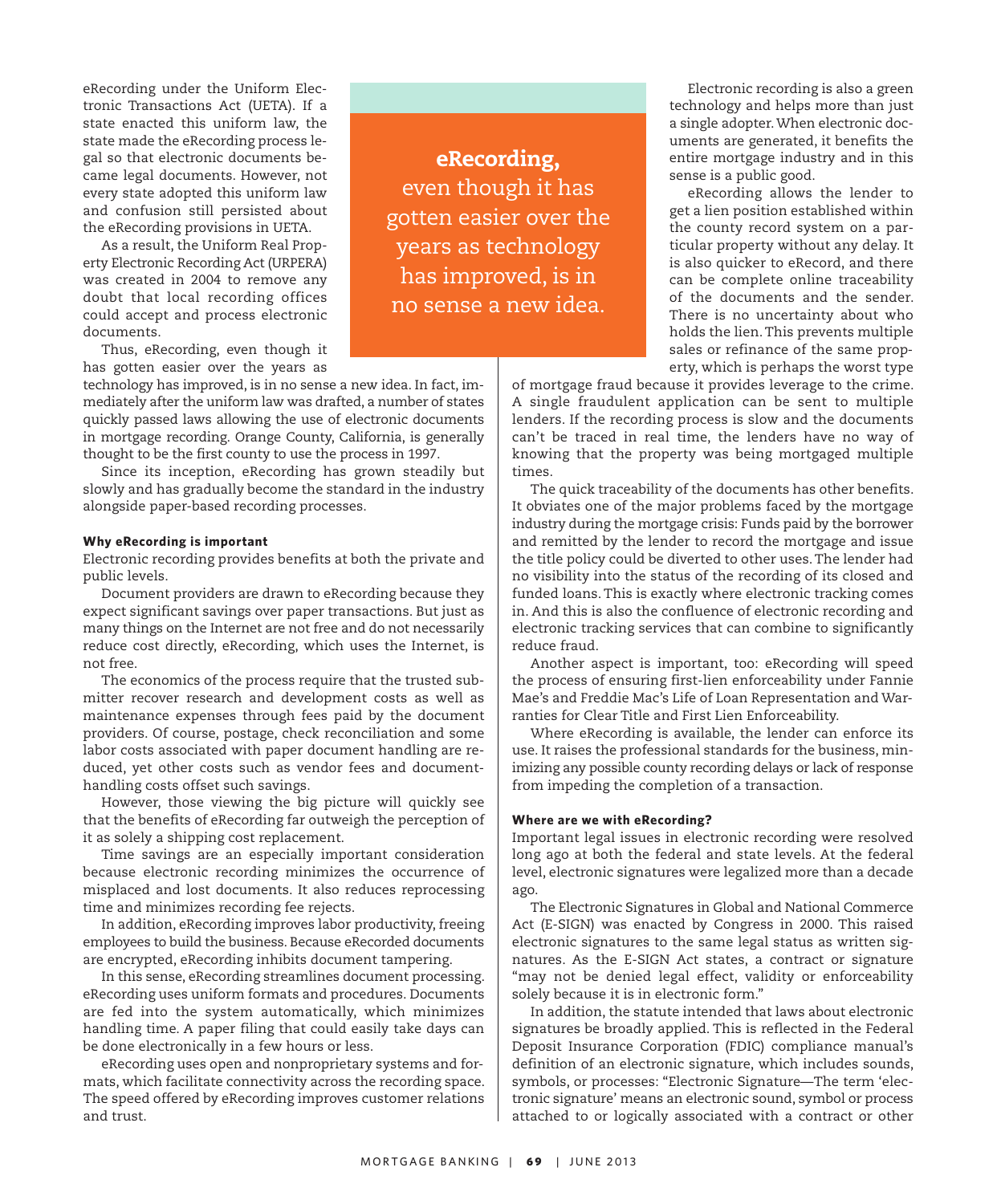eRecording under the Uniform Electronic Transactions Act (UETA). If a state enacted this uniform law, the state made the eRecording process legal so that electronic documents became legal documents. However, not every state adopted this uniform law and confusion still persisted about the eRecording provisions in UETA.

As a result, the Uniform Real Property Electronic Recording Act (URPERA) was created in 2004 to remove any doubt that local recording offices could accept and process electronic documents.

Thus, eRecording, even though it has gotten easier over the years as technology has improved, is in no sense a new idea. In fact, immediately after the uniform law was drafted, a number of states quickly passed laws allowing the use of electronic documents in mortgage recording. Orange County, California, is generally thought to be the first county to use the process in 1997.

Since its inception, eRecording has grown steadily but slowly and has gradually become the standard in the industry alongside paper-based recording processes.

> **eRecording,** even though it has gotten easier over the years as technology has improved, is in no sense a new idea.

#### Why eRecording is important

Electronic recording provides benefits at both the private and public levels.

Document providers are drawn to eRecording because they expect significant savings over paper transactions. But just as many things on the Internet are not free and do not necessarily reduce cost directly, eRecording, which uses the Internet, is not free.

The economics of the process require that the trusted submitter recover research and development costs as well as maintenance expenses through fees paid by the document providers. Of course, postage, check reconciliation and some labor costs associated with paper document handling are reduced, yet other costs such as vendor fees and document-handling costs offset such savings.

However, those viewing the big picture will quickly see that the benefits of eRecording far outweigh the perception of it as solely a shipping cost replacement.

Time savings are an especially important consideration because electronic recording minimizes the occurrence of misplaced and lost documents. It also reduces reprocessing time and minimizes recording fee rejects.

In addition, eRecording improves labor productivity, freeing employees to build the business. Because eRecorded documents are encrypted, eRecording inhibits document tampering.

In this sense, eRecording streamlines document processing. eRecording uses uniform formats and procedures. Documents are fed into the system automatically, which minimizes handling time. A paper filing that could easily take days can be done electronically in a few hours or less.

eRecording uses open and nonproprietary systems and formats, which facilitate connectivity across the recording space. The speed offered by eRecording improves customer relations and trust.

Electronic recording is also a green technology and helps more than just a single adopter. When electronic documents are generated, it benefits the entire mortgage industry and in this sense is a public good.

eRecording allows the lender to get a lien position established within the county record system on a particular property without any delay. It is also quicker to eRecord, and there can be complete online traceability of the documents and the sender. There is no uncertainty about who holds the lien. This prevents multiple sales or refinance of the same property, which is perhaps the worst type of mortgage fraud because it provides leverage to the crime. A single fraudulent application can be sent to multiple lenders. If the recording process is slow and the documents can't be traced in real time, the lenders have no way of knowing that the property was being mortgaged multiple times.

The quick traceability of the documents has other benefits. It obviates one of the major problems faced by the mortgage industry during the mortgage crisis: Funds paid by the borrower and remitted by the lender to record the mortgage and issue the title policy could be diverted to other uses. The lender had no visibility into the status of the recording of its closed and funded loans. This is exactly where electronic tracking comes in. And this is also the confluence of electronic recording and electronic tracking services that can combine to significantly reduce fraud.

Another aspect is important, too: eRecording will speed the process of ensuring first-lien enforceability under Fannie Mae's and Freddie Mac's Life of Loan Representation and Warranties for Clear Title and First Lien Enforceability.

Where eRecording is available, the lender can enforce its use. It raises the professional standards for the business, minimizing any possible county recording delays or lack of response from impeding the completion of a transaction.

#### Where are we with eRecording?

Important legal issues in electronic recording were resolved long ago at both the federal and state levels. At the federal level, electronic signatures were legalized more than a decade ago.

The Electronic Signatures in Global and National Commerce Act (E-SIGN) was enacted by Congress in 2000. This raised electronic signatures to the same legal status as written signatures. As the E-SIGN Act states, a contract or signature "may not be denied legal effect, validity or enforceability solely because it is in electronic form."

In addition, the statute intended that laws about electronic signatures be broadly applied. This is reflected in the Federal Deposit Insurance Corporation (FDIC) compliance manual's definition of an electronic signature, which includes sounds, symbols, or processes: "Electronic Signature—The term 'electronic signature' means an electronic sound, symbol or process attached to or logically associated with a contract or other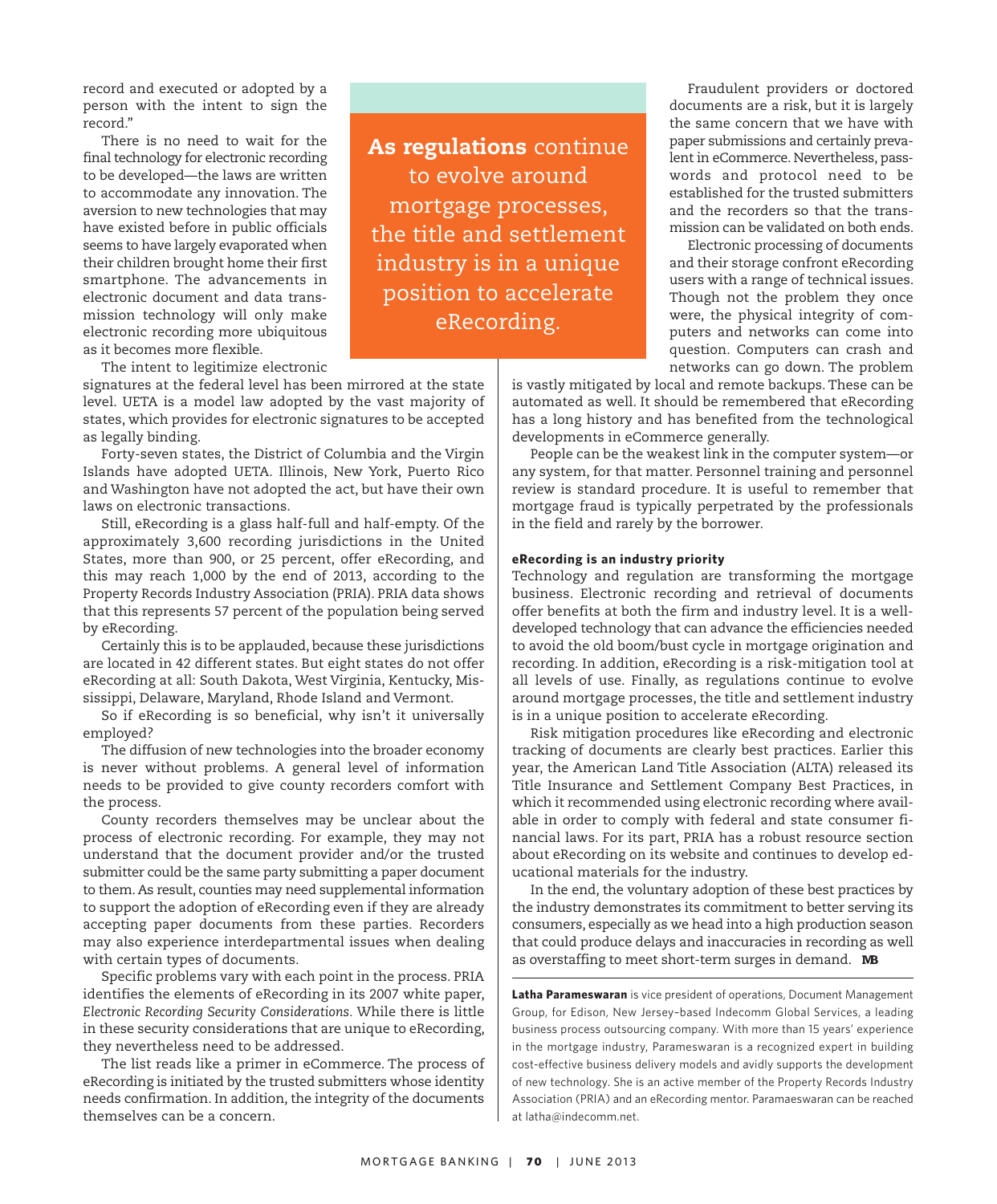record and executed or adopted by a person with the intent to sign the record."

There is no need to wait for the final technology for electronic recording to be developed—the laws are written to accommodate any innovation. The aversion to new technologies that may have existed before in public officials seems to have largely evaporated when their children brought home their first smartphone. The advancements in electronic document and data transmission technology will only make electronic recording more ubiquitous as it becomes more flexible.

The intent to legitimize electronic signatures at the federal level has been mirrored at the state level. UETA is a model law adopted by the vast majority of states, which provides for electronic signatures to be accepted as legally binding.

Forty-seven states, the District of Columbia and the Virgin Islands have adopted UETA. Illinois, New York, Puerto Rico and Washington have not adopted the act, but have their own laws on electronic transactions.

Still, eRecording is a glass half-full and half-empty. Of the approximately 3,600 recording jurisdictions in the United States, more than 900, or 25 percent, offer eRecording, and this may reach 1,000 by the end of 2013, according to the Property Records Industry Association (PRIA). PRIA data shows that this represents 57 percent of the population being served by eRecording.

Certainly this is to be applauded, because these jurisdictions are located in 42 different states. But eight states do not offer eRecording at all: South Dakota, West Virginia, Kentucky, Mississippi, Delaware, Maryland, Rhode Island and Vermont.

So if eRecording is so beneficial, why isn't it universally employed?

The diffusion of new technologies into the broader economy is never without problems. A general level of information needs to be provided to give county recorders comfort with the process.

County recorders themselves may be unclear about the process of electronic recording. For example, they may not understand that the document provider and/or the trusted submitter could be the same party submitting a paper document to them. As result, counties may need supplemental information to support the adoption of eRecording even if they are already accepting paper documents from these parties. Recorders may also experience interdepartmental issues when dealing with certain types of documents.

Specific problems vary with each point in the process. PRIA identifies the elements of eRecording in its 2007 white paper, *Electronic Recording Security Considerations*. While there is little in these security considerations that are unique to eRecording, they nevertheless need to be addressed.

The list reads like a primer in eCommerce. The process of eRecording is initiated by the trusted submitters whose identity needs confirmation. In addition, the integrity of the documents themselves can be a concern.

> **As regulations** continue to evolve around mortgage processes, the title and settlement industry is in a unique position to accelerate eRecording.

Fraudulent providers or doctored documents are a risk, but it is largely the same concern that we have with paper submissions and certainly prevalent in eCommerce. Nevertheless, passwords and protocol need to be established for the trusted submitters and the recorders so that the transmission can be validated on both ends.

Electronic processing of documents and their storage confront eRecording users with a range of technical issues. Though not the problem they once were, the physical integrity of computers and networks can come into question. Computers can crash and networks can go down. The problem is vastly mitigated by local and remote backups. These can be automated as well. It should be remembered that eRecording has a long history and has benefited from the technological developments in eCommerce generally.

People can be the weakest link in the computer system—or any system, for that matter. Personnel training and personnel review is standard procedure. It is useful to remember that mortgage fraud is typically perpetrated by the professionals in the field and rarely by the borrower.

#### eRecording is an industry priority

Technology and regulation are transforming the mortgage business. Electronic recording and retrieval of documents offer benefits at both the firm and industry level. It is a well-developed technology that can advance the efficiencies needed to avoid the old boom/bust cycle in mortgage origination and recording. In addition, eRecording is a risk-mitigation tool at all levels of use. Finally, as regulations continue to evolve around mortgage processes, the title and settlement industry is in a unique position to accelerate eRecording.

Risk mitigation procedures like eRecording and electronic tracking of documents are clearly best practices. Earlier this year, the American Land Title Association (ALTA) released its Title Insurance and Settlement Company Best Practices, in which it recommended using electronic recording where available in order to comply with federal and state consumer financial laws. For its part, PRIA has a robust resource section about eRecording on its website and continues to develop educational materials for the industry.

In the end, the voluntary adoption of these best practices by the industry demonstrates its commitment to better serving its consumers, especially as we head into a high production season that could produce delays and inaccuracies in recording as well as overstaffing to meet short-term surges in demand. **MB**

---

**Latha Parameswaran** is vice president of operations, Document Management Group, for Edison, New Jersey–based Indecomm Global Services, a leading business process outsourcing company. With more than 15 years' experience in the mortgage industry, Parameswaran is a recognized expert in building cost-effective business delivery models and avidly supports the development of new technology. She is an active member of the Property Records Industry Association (PRIA) and an eRecording mentor. Paramaeswaran can be reached at latha@indecomm.net.